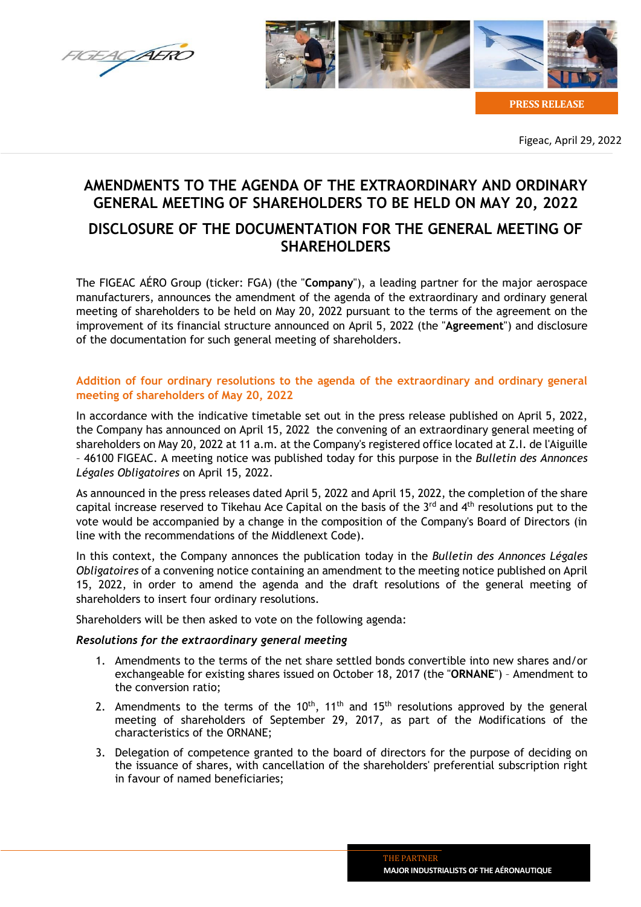PRESS RELEASE

Figeac, April 29, 2022

# AMENDMENTS TO THE AGENDA OF THE EXTRAORDINARY AND ORDINARY GENERAL MEETING OF SHAREHOLDERS TO BE HELD ON MAY 20, 2022

# DISCLOSURE OF THE DOCUMENTATION FOR THE GENERAL MEETING OF SHAREHOLDERS

The FIGEAC AÉRO Group (ticker: FGA) (the "**Company**"), a leading partner for the major aerospace manufacturers, announces the amendment of the agenda of the extraordinary and ordinary general meeting of shareholders to be held on May 20, 2022 pursuant to the terms of the agreement on the improvement of its financial structure announced on April 5, 2022 (the "**Agreement**") and disclosure of the documentation for such general meeting of shareholders.

## Addition of four ordinary resolutions to the agenda of the extraordinary and ordinary general meeting of shareholders of May 20, 2022

In accordance with the indicative timetable set out in the press release published on April 5, 2022, the Company has announced on April 15, 2022 the convening of an extraordinary general meeting of shareholders on May 20, 2022 at 11 a.m. at the Company's registered office located at Z.I. de l'Aiguille – 46100 FIGEAC. A meeting notice was published today for this purpose in the *Bulletin des Annonces Légales Obligatoires* on April 15, 2022.

As announced in the press releases dated April 5, 2022 and April 15, 2022, the completion of the share capital increase reserved to Tikehau Ace Capital on the basis of the 3rd and 4th resolutions put to the vote would be accompanied by a change in the composition of the Company's Board of Directors (in line with the recommendations of the Middlenext Code).

In this context, the Company annonces the publication today in the *Bulletin des Annonces Légales Obligatoires* of a convening notice containing an amendment to the meeting notice published on April 15, 2022, in order to amend the agenda and the draft resolutions of the general meeting of shareholders to insert four ordinary resolutions.

Shareholders will be then asked to vote on the following agenda:

***Resolutions for the extraordinary general meeting***

1. Amendments to the terms of the net share settled bonds convertible into new shares and/or exchangeable for existing shares issued on October 18, 2017 (the "**ORNANE**") – Amendment to the conversion ratio;
2. Amendments to the terms of the 10th, 11th and 15th resolutions approved by the general meeting of shareholders of September 29, 2017, as part of the Modifications of the characteristics of the ORNANE;
3. Delegation of competence granted to the board of directors for the purpose of deciding on the issuance of shares, with cancellation of the shareholders' preferential subscription right in favour of named beneficiaries;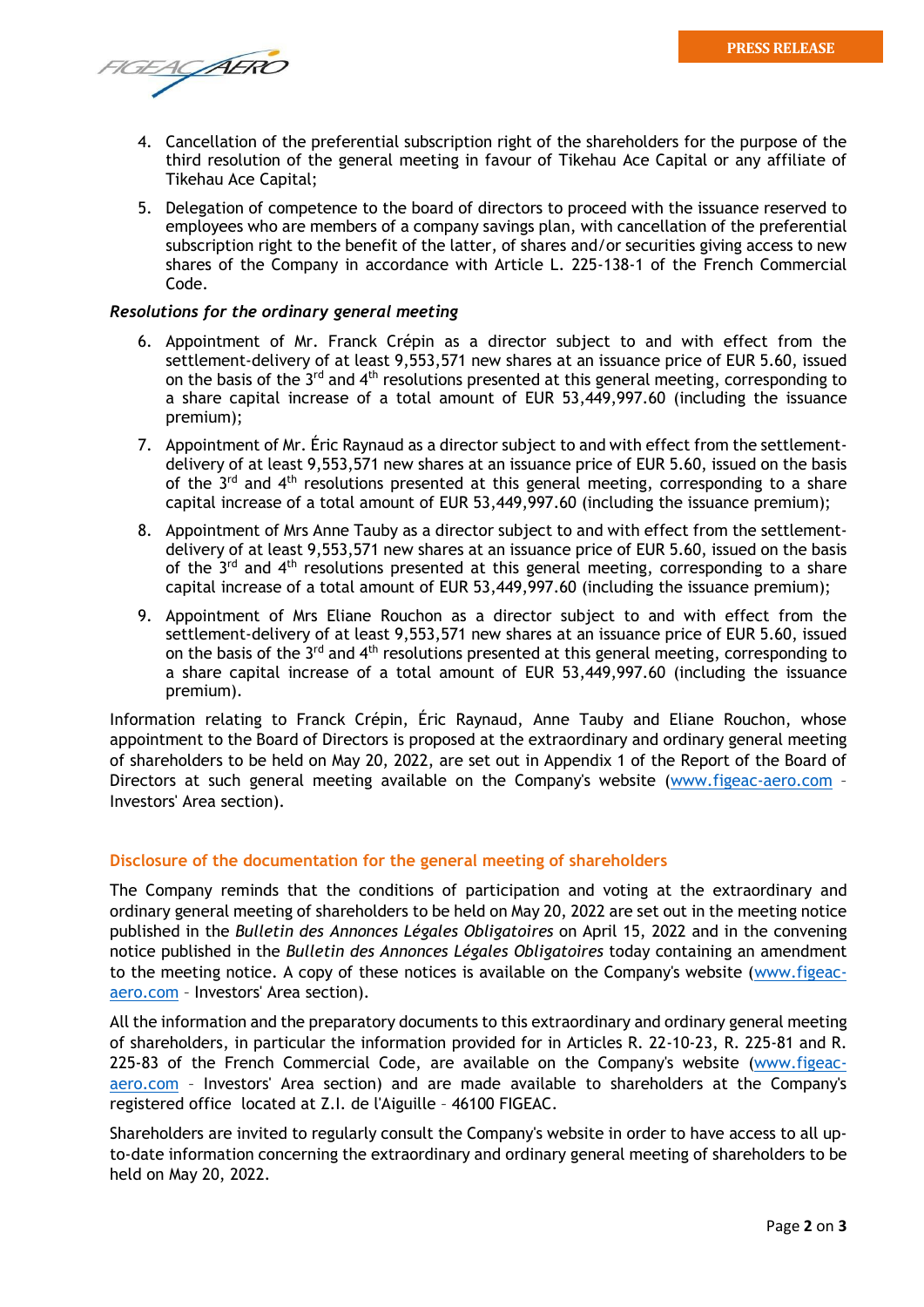4. Cancellation of the preferential subscription right of the shareholders for the purpose of the third resolution of the general meeting in favour of Tikehau Ace Capital or any affiliate of Tikehau Ace Capital;
5. Delegation of competence to the board of directors to proceed with the issuance reserved to employees who are members of a company savings plan, with cancellation of the preferential subscription right to the benefit of the latter, of shares and/or securities giving access to new shares of the Company in accordance with Article L. 225-138-1 of the French Commercial Code.

*Resolutions for the ordinary general meeting*

6. Appointment of Mr. Franck Crépin as a director subject to and with effect from the settlement-delivery of at least 9,553,571 new shares at an issuance price of EUR 5.60, issued on the basis of the 3rd and 4th resolutions presented at this general meeting, corresponding to a share capital increase of a total amount of EUR 53,449,997.60 (including the issuance premium);
7. Appointment of Mr. Éric Raynaud as a director subject to and with effect from the settlement-delivery of at least 9,553,571 new shares at an issuance price of EUR 5.60, issued on the basis of the 3rd and 4th resolutions presented at this general meeting, corresponding to a share capital increase of a total amount of EUR 53,449,997.60 (including the issuance premium);
8. Appointment of Mrs Anne Tauby as a director subject to and with effect from the settlement-delivery of at least 9,553,571 new shares at an issuance price of EUR 5.60, issued on the basis of the 3rd and 4th resolutions presented at this general meeting, corresponding to a share capital increase of a total amount of EUR 53,449,997.60 (including the issuance premium);
9. Appointment of Mrs Eliane Rouchon as a director subject to and with effect from the settlement-delivery of at least 9,553,571 new shares at an issuance price of EUR 5.60, issued on the basis of the 3rd and 4th resolutions presented at this general meeting, corresponding to a share capital increase of a total amount of EUR 53,449,997.60 (including the issuance premium).

Information relating to Franck Crépin, Éric Raynaud, Anne Tauby and Eliane Rouchon, whose appointment to the Board of Directors is proposed at the extraordinary and ordinary general meeting of shareholders to be held on May 20, 2022, are set out in Appendix 1 of the Report of the Board of Directors at such general meeting available on the Company's website (www.figeac-aero.com – Investors' Area section).

## Disclosure of the documentation for the general meeting of shareholders

The Company reminds that the conditions of participation and voting at the extraordinary and ordinary general meeting of shareholders to be held on May 20, 2022 are set out in the meeting notice published in the *Bulletin des Annonces Légales Obligatoires* on April 15, 2022 and in the convening notice published in the *Bulletin des Annonces Légales Obligatoires* today containing an amendment to the meeting notice. A copy of these notices is available on the Company's website (www.figeac-aero.com – Investors' Area section).

All the information and the preparatory documents to this extraordinary and ordinary general meeting of shareholders, in particular the information provided for in Articles R. 22-10-23, R. 225-81 and R. 225-83 of the French Commercial Code, are available on the Company's website (www.figeac-aero.com – Investors' Area section) and are made available to shareholders at the Company's registered office located at Z.I. de l'Aiguille – 46100 FIGEAC.

Shareholders are invited to regularly consult the Company's website in order to have access to all up-to-date information concerning the extraordinary and ordinary general meeting of shareholders to be held on May 20, 2022.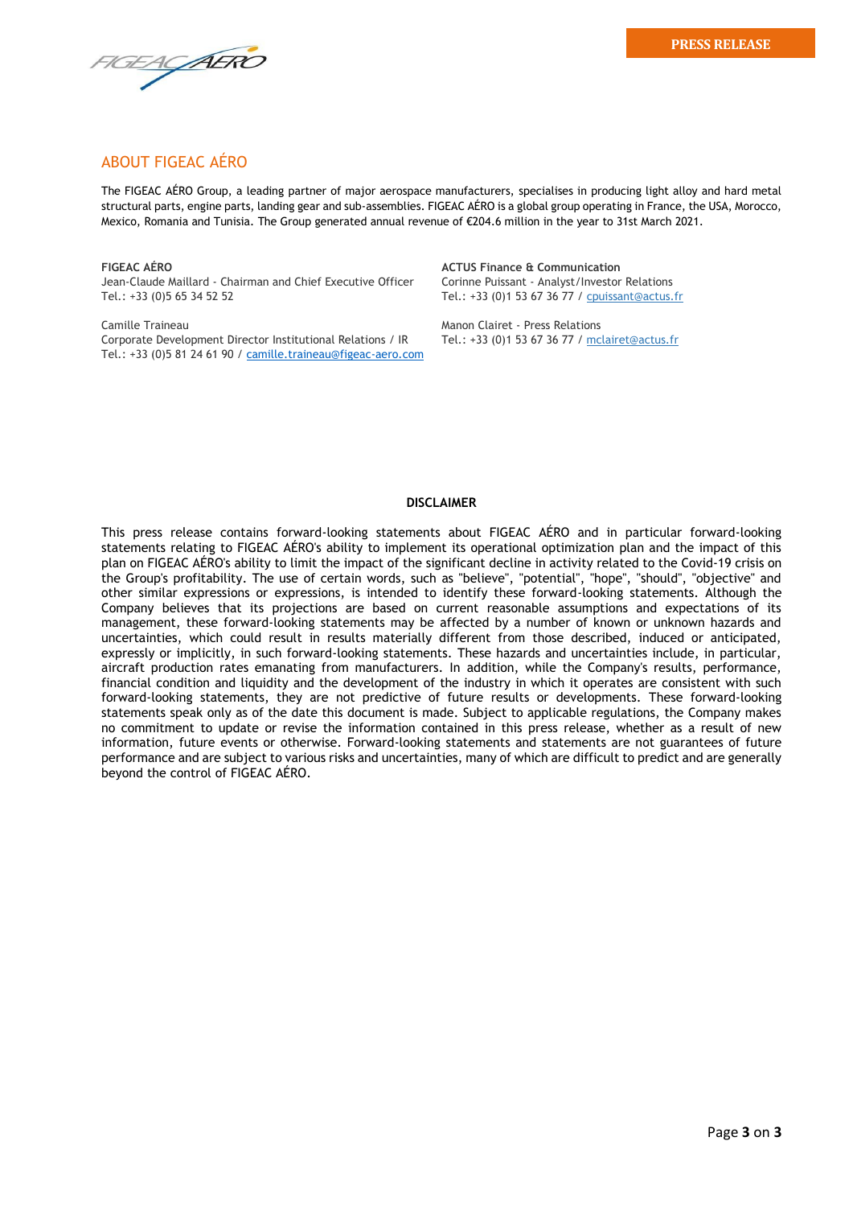## ABOUT FIGEAC AÉRO

The FIGEAC AÉRO Group, a leading partner of major aerospace manufacturers, specialises in producing light alloy and hard metal structural parts, engine parts, landing gear and sub-assemblies. FIGEAC AÉRO is a global group operating in France, the USA, Morocco, Mexico, Romania and Tunisia. The Group generated annual revenue of €204.6 million in the year to 31st March 2021.

**FIGEAC AÉRO**
Jean-Claude Maillard - Chairman and Chief Executive Officer
Tel.: +33 (0)5 65 34 52 52

Camille Traineau
Corporate Development Director Institutional Relations / IR
Tel.: +33 (0)5 81 24 61 90 / camille.traineau@figeac-aero.com

**ACTUS Finance & Communication**
Corinne Puissant - Analyst/Investor Relations
Tel.: +33 (0)1 53 67 36 77 / cpuissant@actus.fr

Manon Clairet - Press Relations
Tel.: +33 (0)1 53 67 36 77 / mclairet@actus.fr

**DISCLAIMER**

This press release contains forward-looking statements about FIGEAC AÉRO and in particular forward-looking statements relating to FIGEAC AÉRO's ability to implement its operational optimization plan and the impact of this plan on FIGEAC AÉRO's ability to limit the impact of the significant decline in activity related to the Covid-19 crisis on the Group's profitability. The use of certain words, such as "believe", "potential", "hope", "should", "objective" and other similar expressions or expressions, is intended to identify these forward-looking statements. Although the Company believes that its projections are based on current reasonable assumptions and expectations of its management, these forward-looking statements may be affected by a number of known or unknown hazards and uncertainties, which could result in results materially different from those described, induced or anticipated, expressly or implicitly, in such forward-looking statements. These hazards and uncertainties include, in particular, aircraft production rates emanating from manufacturers. In addition, while the Company's results, performance, financial condition and liquidity and the development of the industry in which it operates are consistent with such forward-looking statements, they are not predictive of future results or developments. These forward-looking statements speak only as of the date this document is made. Subject to applicable regulations, the Company makes no commitment to update or revise the information contained in this press release, whether as a result of new information, future events or otherwise. Forward-looking statements and statements are not guarantees of future performance and are subject to various risks and uncertainties, many of which are difficult to predict and are generally beyond the control of FIGEAC AÉRO.